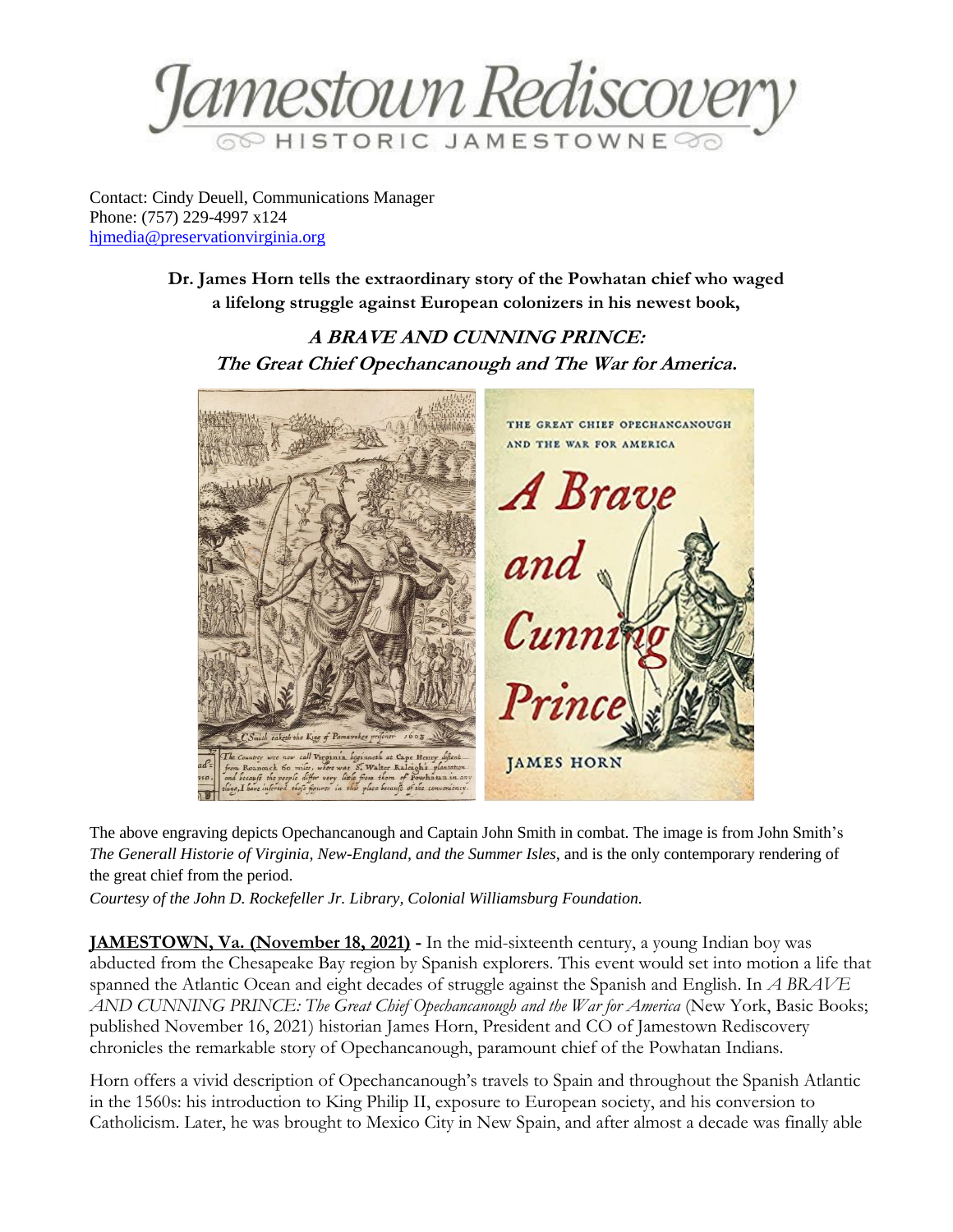Jamestown Rediscovery
HISTORIC JAMESTOWNE

Contact: Cindy Deuell, Communications Manager
Phone: (757) 229-4997 x124
hjmedia@preservationvirginia.org

**Dr. James Horn tells the extraordinary story of the Powhatan chief who waged a lifelong struggle against European colonizers in his newest book,**

***A BRAVE AND CUNNING PRINCE: The Great Chief Opechancanough and The War for America.***

The above engraving depicts Opechancanough and Captain John Smith in combat. The image is from John Smith's *The Generall Historie of Virginia, New-England, and the Summer Isles,* and is the only contemporary rendering of the great chief from the period.

*Courtesy of the John D. Rockefeller Jr. Library, Colonial Williamsburg Foundation.*

**JAMESTOWN, Va. (November 18, 2021) -** In the mid-sixteenth century, a young Indian boy was abducted from the Chesapeake Bay region by Spanish explorers. This event would set into motion a life that spanned the Atlantic Ocean and eight decades of struggle against the Spanish and English. In *A BRAVE AND CUNNING PRINCE: The Great Chief Opechancanough and the War for America* (New York, Basic Books; published November 16, 2021) historian James Horn, President and CO of Jamestown Rediscovery chronicles the remarkable story of Opechancanough, paramount chief of the Powhatan Indians.

Horn offers a vivid description of Opechancanough's travels to Spain and throughout the Spanish Atlantic in the 1560s: his introduction to King Philip II, exposure to European society, and his conversion to Catholicism. Later, he was brought to Mexico City in New Spain, and after almost a decade was finally able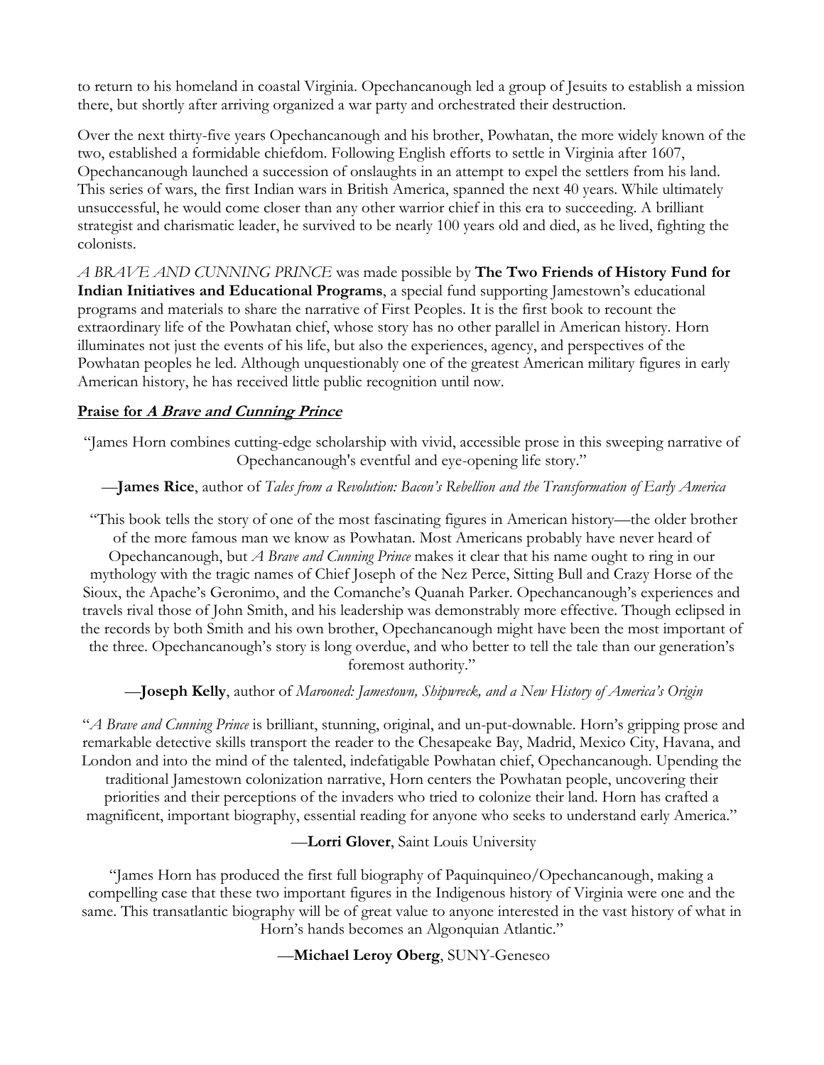to return to his homeland in coastal Virginia. Opechancanough led a group of Jesuits to establish a mission there, but shortly after arriving organized a war party and orchestrated their destruction.

Over the next thirty-five years Opechancanough and his brother, Powhatan, the more widely known of the two, established a formidable chiefdom. Following English efforts to settle in Virginia after 1607, Opechancanough launched a succession of onslaughts in an attempt to expel the settlers from his land. This series of wars, the first Indian wars in British America, spanned the next 40 years. While ultimately unsuccessful, he would come closer than any other warrior chief in this era to succeeding. A brilliant strategist and charismatic leader, he survived to be nearly 100 years old and died, as he lived, fighting the colonists.

*A BRAVE AND CUNNING PRINCE* was made possible by **The Two Friends of History Fund for Indian Initiatives and Educational Programs**, a special fund supporting Jamestown's educational programs and materials to share the narrative of First Peoples. It is the first book to recount the extraordinary life of the Powhatan chief, whose story has no other parallel in American history. Horn illuminates not just the events of his life, but also the experiences, agency, and perspectives of the Powhatan peoples he led. Although unquestionably one of the greatest American military figures in early American history, he has received little public recognition until now.

## Praise for *A Brave and Cunning Prince*

"James Horn combines cutting-edge scholarship with vivid, accessible prose in this sweeping narrative of Opechancanough's eventful and eye-opening life story."

—**James Rice**, author of *Tales from a Revolution: Bacon's Rebellion and the Transformation of Early America*

"This book tells the story of one of the most fascinating figures in American history—the older brother of the more famous man we know as Powhatan. Most Americans probably have never heard of Opechancanough, but *A Brave and Cunning Prince* makes it clear that his name ought to ring in our mythology with the tragic names of Chief Joseph of the Nez Perce, Sitting Bull and Crazy Horse of the Sioux, the Apache's Geronimo, and the Comanche's Quanah Parker. Opechancanough's experiences and travels rival those of John Smith, and his leadership was demonstrably more effective. Though eclipsed in the records by both Smith and his own brother, Opechancanough might have been the most important of the three. Opechancanough's story is long overdue, and who better to tell the tale than our generation's foremost authority."

—**Joseph Kelly**, author of *Marooned: Jamestown, Shipwreck, and a New History of America's Origin*

"*A Brave and Cunning Prince* is brilliant, stunning, original, and un-put-downable. Horn's gripping prose and remarkable detective skills transport the reader to the Chesapeake Bay, Madrid, Mexico City, Havana, and London and into the mind of the talented, indefatigable Powhatan chief, Opechancanough. Upending the traditional Jamestown colonization narrative, Horn centers the Powhatan people, uncovering their priorities and their perceptions of the invaders who tried to colonize their land. Horn has crafted a magnificent, important biography, essential reading for anyone who seeks to understand early America."

—**Lorri Glover**, Saint Louis University

"James Horn has produced the first full biography of Paquinquineo/Opechancanough, making a compelling case that these two important figures in the Indigenous history of Virginia were one and the same. This transatlantic biography will be of great value to anyone interested in the vast history of what in Horn's hands becomes an Algonquian Atlantic."

—**Michael Leroy Oberg**, SUNY-Geneseo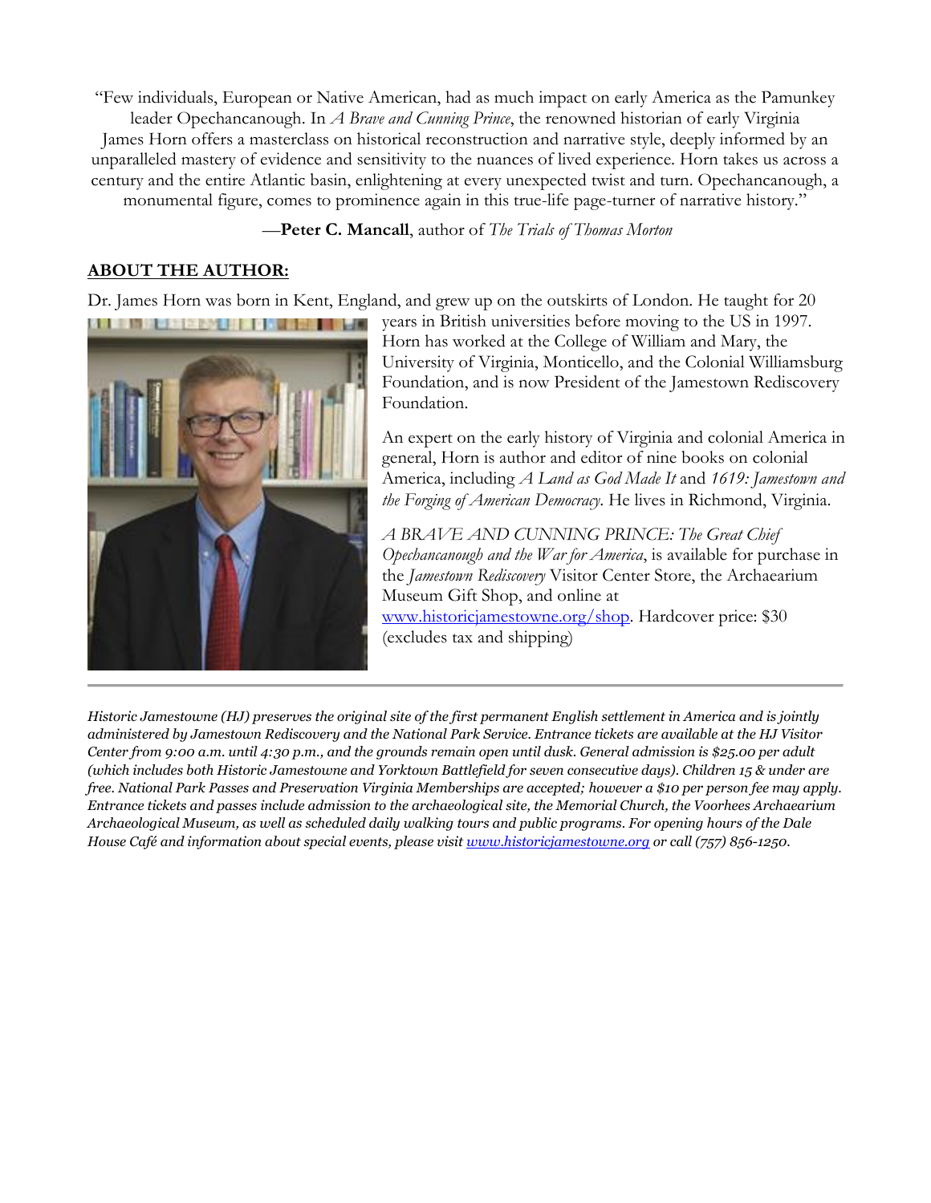"Few individuals, European or Native American, had as much impact on early America as the Pamunkey leader Opechancanough. In *A Brave and Cunning Prince*, the renowned historian of early Virginia James Horn offers a masterclass on historical reconstruction and narrative style, deeply informed by an unparalleled mastery of evidence and sensitivity to the nuances of lived experience. Horn takes us across a century and the entire Atlantic basin, enlightening at every unexpected twist and turn. Opechancanough, a monumental figure, comes to prominence again in this true-life page-turner of narrative history."

—**Peter C. Mancall**, author of *The Trials of Thomas Morton*

**ABOUT THE AUTHOR:**

Dr. James Horn was born in Kent, England, and grew up on the outskirts of London. He taught for 20 years in British universities before moving to the US in 1997. Horn has worked at the College of William and Mary, the University of Virginia, Monticello, and the Colonial Williamsburg Foundation, and is now President of the Jamestown Rediscovery Foundation.

An expert on the early history of Virginia and colonial America in general, Horn is author and editor of nine books on colonial America, including *A Land as God Made It* and *1619: Jamestown and the Forging of American Democracy*. He lives in Richmond, Virginia.

*A BRAVE AND CUNNING PRINCE: The Great Chief Opechancanough and the War for America*, is available for purchase in the *Jamestown Rediscovery* Visitor Center Store, the Archaearium Museum Gift Shop, and online at www.historicjamestowne.org/shop. Hardcover price: $30 (excludes tax and shipping)

---

*Historic Jamestowne (HJ) preserves the original site of the first permanent English settlement in America and is jointly administered by Jamestown Rediscovery and the National Park Service. Entrance tickets are available at the HJ Visitor Center from 9:00 a.m. until 4:30 p.m., and the grounds remain open until dusk. General admission is $25.00 per adult (which includes both Historic Jamestowne and Yorktown Battlefield for seven consecutive days). Children 15 & under are free. National Park Passes and Preservation Virginia Memberships are accepted; however a $10 per person fee may apply. Entrance tickets and passes include admission to the archaeological site, the Memorial Church, the Voorhees Archaearium Archaeological Museum, as well as scheduled daily walking tours and public programs. For opening hours of the Dale House Café and information about special events, please visit www.historicjamestowne.org or call (757) 856-1250.*